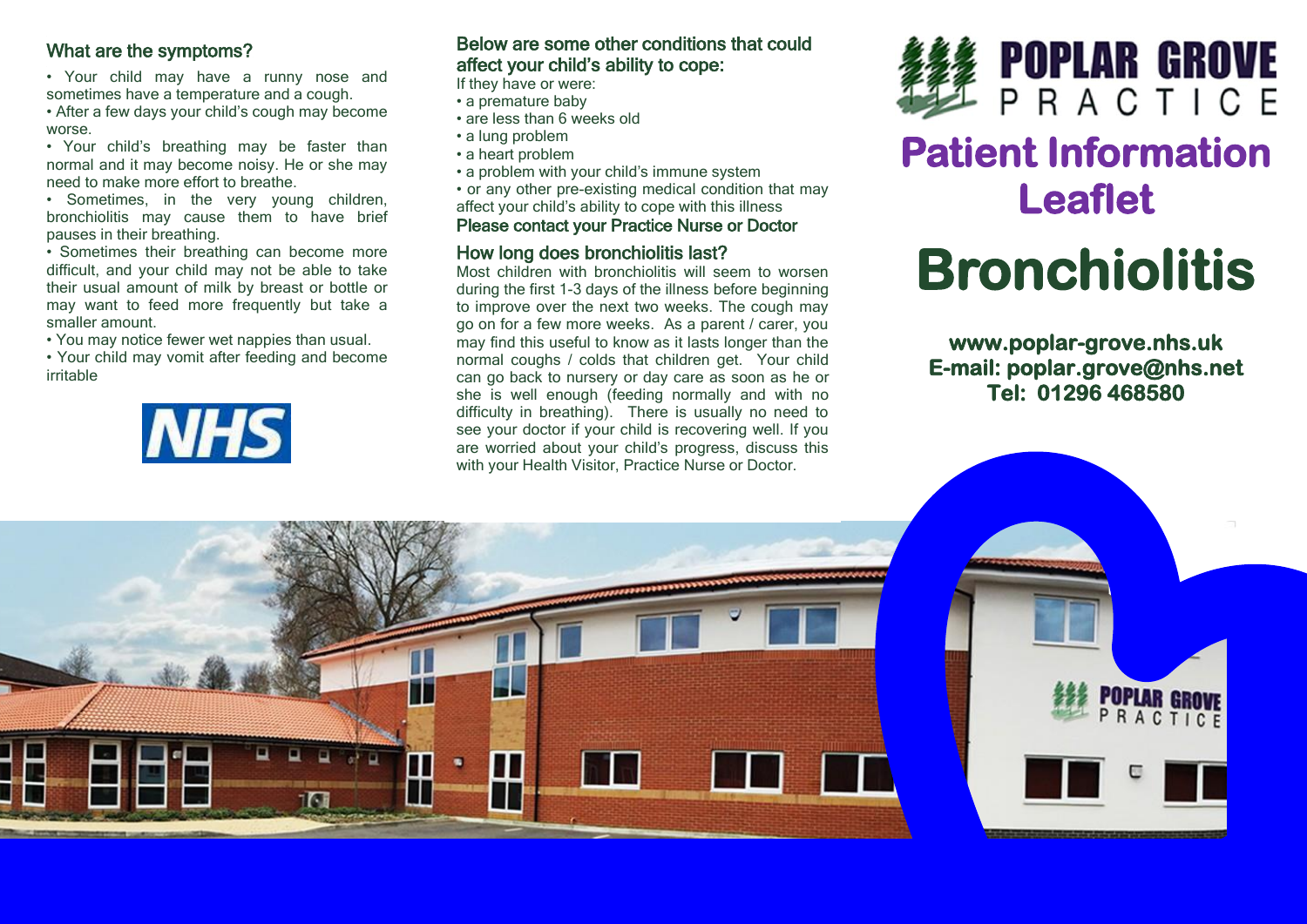## What are the symptoms?

- Your child may have a runny nose and sometimes have a temperature and a cough.
- After a few days your child's cough may become worse.
- Your child's breathing may be faster than normal and it may become noisy. He or she may need to make more effort to breathe.
- Sometimes, in the very young children, bronchiolitis may cause them to have brief pauses in their breathing.
- Sometimes their breathing can become more difficult, and your child may not be able to take their usual amount of milk by breast or bottle or may want to feed more frequently but take a smaller amount.
- You may notice fewer wet nappies than usual.
- Your child may vomit after feeding and become irritable

NHS

## Below are some other conditions that could affect your child's ability to cope:

If they have or were:

- a premature baby
- are less than 6 weeks old
- a lung problem
- a heart problem
- a problem with your child's immune system
- or any other pre-existing medical condition that may affect your child's ability to cope with this illness

**Please contact your Practice Nurse or Doctor**

## How long does bronchiolitis last?

Most children with bronchiolitis will seem to worsen during the first 1-3 days of the illness before beginning to improve over the next two weeks. The cough may go on for a few more weeks. As a parent / carer, you may find this useful to know as it lasts longer than the normal coughs / colds that children get. Your child can go back to nursery or day care as soon as he or she is well enough (feeding normally and with no difficulty in breathing). There is usually no need to see your doctor if your child is recovering well. If you are worried about your child's progress, discuss this with your Health Visitor, Practice Nurse or Doctor.

**POPLAR GROVE PRACTICE**

# Patient Information Leaflet

# Bronchiolitis

**www.poplar-grove.nhs.uk**
**E-mail: poplar.grove@nhs.net**
**Tel: 01296 468580**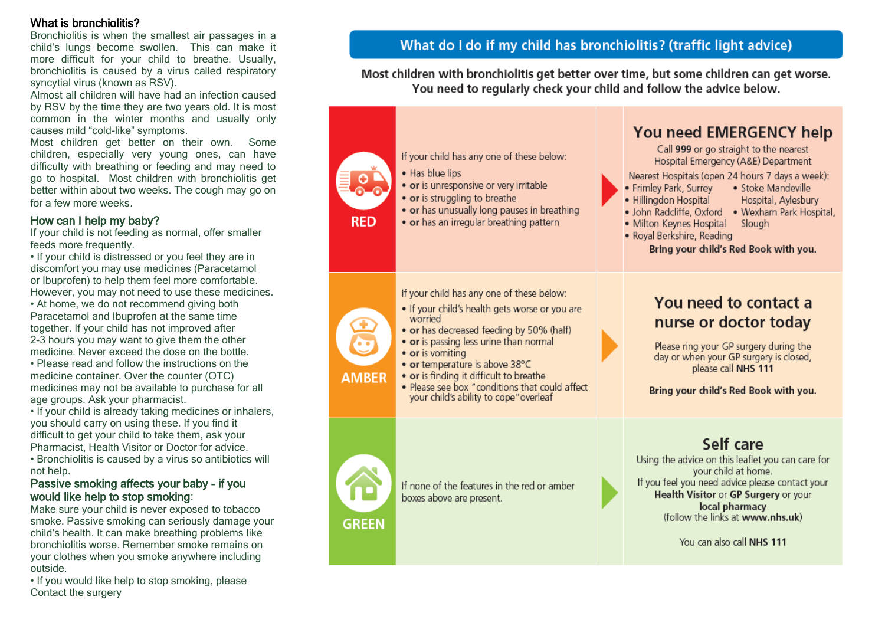## What is bronchiolitis?

Bronchiolitis is when the smallest air passages in a child's lungs become swollen. This can make it more difficult for your child to breathe. Usually, bronchiolitis is caused by a virus called respiratory syncytial virus (known as RSV).

Almost all children will have had an infection caused by RSV by the time they are two years old. It is most common in the winter months and usually only causes mild "cold-like" symptoms.

Most children get better on their own. Some children, especially very young ones, can have difficulty with breathing or feeding and may need to go to hospital. Most children with bronchiolitis get better within about two weeks. The cough may go on for a few more weeks.

## How can I help my baby?

If your child is not feeding as normal, offer smaller feeds more frequently.

- If your child is distressed or you feel they are in discomfort you may use medicines (Paracetamol or Ibuprofen) to help them feel more comfortable. However, you may not need to use these medicines.
- At home, we do not recommend giving both Paracetamol and Ibuprofen at the same time together. If your child has not improved after 2-3 hours you may want to give them the other medicine. Never exceed the dose on the bottle.
- Please read and follow the instructions on the medicine container. Over the counter (OTC) medicines may not be available to purchase for all age groups. Ask your pharmacist.
- If your child is already taking medicines or inhalers, you should carry on using these. If you find it difficult to get your child to take them, ask your Pharmacist, Health Visitor or Doctor for advice.
- Bronchiolitis is caused by a virus so antibiotics will not help.

## Passive smoking affects your baby - if you would like help to stop smoking:

Make sure your child is never exposed to tobacco smoke. Passive smoking can seriously damage your child's health. It can make breathing problems like bronchiolitis worse. Remember smoke remains on your clothes when you smoke anywhere including outside.

- If you would like help to stop smoking, please Contact the surgery

## What do I do if my child has bronchiolitis? (traffic light advice)

**Most children with bronchiolitis get better over time, but some children can get worse. You need to regularly check your child and follow the advice below.**

### RED

If your child has any one of these below:

- Has blue lips
- **or** is unresponsive or very irritable
- **or** is struggling to breathe
- **or** has unusually long pauses in breathing
- **or** has an irregular breathing pattern

**You need EMERGENCY help**

Call **999** or go straight to the nearest Hospital Emergency (A&E) Department

Nearest Hospitals (open 24 hours 7 days a week):

- Frimley Park, Surrey
- Hillingdon Hospital
- John Radcliffe, Oxford
- Milton Keynes Hospital
- Royal Berkshire, Reading
- Stoke Mandeville Hospital, Aylesbury
- Wexham Park Hospital, Slough

**Bring your child's Red Book with you.**

### AMBER

If your child has any one of these below:

- If your child's health gets worse or you are worried
- **or** has decreased feeding by 50% (half)
- **or** is passing less urine than normal
- **or** is vomiting
- **or** temperature is above 38°C
- **or** is finding it difficult to breathe
- Please see box "conditions that could affect your child's ability to cope" overleaf

**You need to contact a nurse or doctor today**

Please ring your GP surgery during the day or when your GP surgery is closed, please call **NHS 111**

**Bring your child's Red Book with you.**

### GREEN

If none of the features in the red or amber boxes above are present.

**Self care**

Using the advice on this leaflet you can care for your child at home.

If you feel you need advice please contact your **Health Visitor** or **GP Surgery** or your **local pharmacy** (follow the links at **www.nhs.uk**)

You can also call **NHS 111**